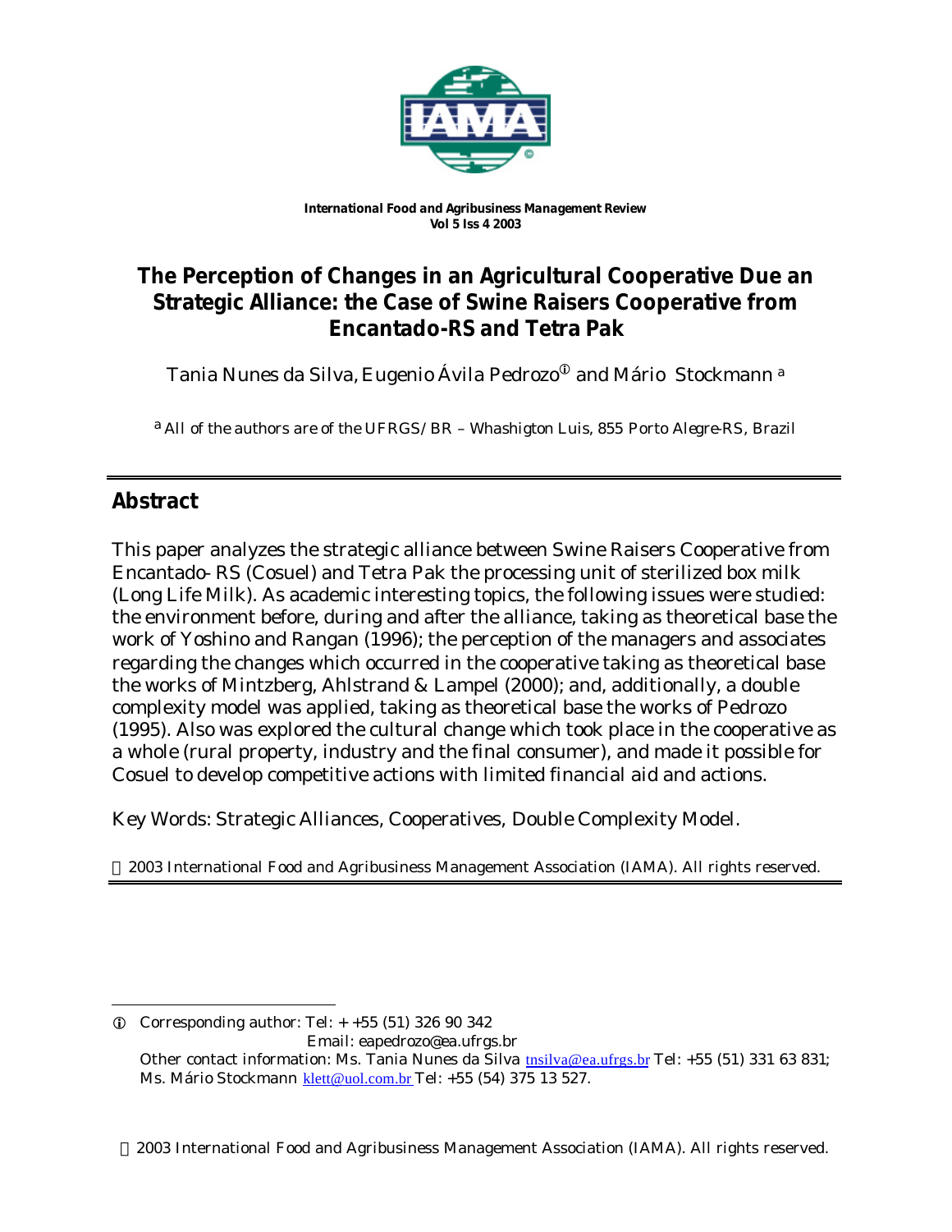International Food and Agribusiness Management Review
Vol 5 Iss 4 2003

# The Perception of Changes in an Agricultural Cooperative Due an Strategic Alliance: the Case of Swine Raisers Cooperative from Encantado-RS and Tetra Pak

Tania Nunes da Silva, Eugenio Ávila Pedrozo[ⓘ] and Mário Stockmann [a]

[a] All of the authors are of the UFRGS/BR – Whashigton Luis, 855 Porto Alegre-RS, Brazil

## Abstract

This paper analyzes the strategic alliance between Swine Raisers Cooperative from Encantado- RS (Cosuel) and Tetra Pak the processing unit of sterilized box milk (Long Life Milk). As academic interesting topics, the following issues were studied: the environment before, during and after the alliance, taking as theoretical base the work of Yoshino and Rangan (1996); the perception of the managers and associates regarding the changes which occurred in the cooperative taking as theoretical base the works of Mintzberg, Ahlstrand & Lampel (2000); and, additionally, a double complexity model was applied, taking as theoretical base the works of Pedrozo (1995). Also was explored the cultural change which took place in the cooperative as a whole (rural property, industry and the final consumer), and made it possible for Cosuel to develop competitive actions with limited financial aid and actions.

Key Words: Strategic Alliances, Cooperatives, Double Complexity Model.

© 2003 International Food and Agribusiness Management Association (IAMA). All rights reserved.

---

ⓘ Corresponding author: Tel: + +55 (51) 326 90 342
Email: eapedrozo@ea.ufrgs.br
Other contact information: Ms. Tania Nunes da Silva tnsilva@ea.ufrgs.br Tel: +55 (51) 331 63 831; Ms. Mário Stockmann klett@uol.com.br Tel: +55 (54) 375 13 527.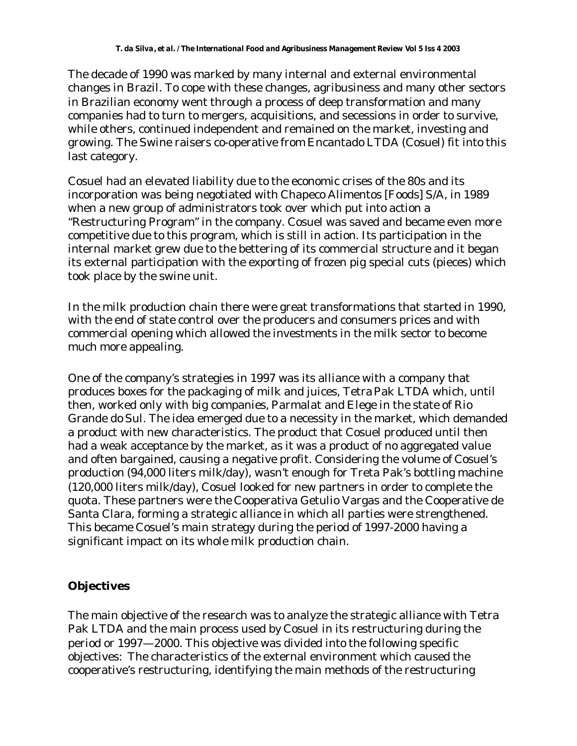The decade of 1990 was marked by many internal and external environmental changes in Brazil. To cope with these changes, agribusiness and many other sectors in Brazilian economy went through a process of deep transformation and many companies had to turn to mergers, acquisitions, and secessions in order to survive, while others, continued independent and remained on the market, investing and growing. The Swine raisers co-operative from Encantado LTDA (Cosuel) fit into this last category.

Cosuel had an elevated liability due to the economic crises of the 80s and its incorporation was being negotiated with Chapeco Alimentos [Foods] S/A, in 1989 when a new group of administrators took over which put into action a "Restructuring Program" in the company. Cosuel was saved and became even more competitive due to this program, which is still in action. Its participation in the internal market grew due to the bettering of its commercial structure and it began its external participation with the exporting of frozen pig special cuts (pieces) which took place by the swine unit.

In the milk production chain there were great transformations that started in 1990, with the end of state control over the producers and consumers prices and with commercial opening which allowed the investments in the milk sector to become much more appealing.

One of the company's strategies in 1997 was its alliance with a company that produces boxes for the packaging of milk and juices, Tetra Pak LTDA which, until then, worked only with big companies, Parmalat and Elege in the state of Rio Grande do Sul. The idea emerged due to a necessity in the market, which demanded a product with new characteristics. The product that Cosuel produced until then had a weak acceptance by the market, as it was a product of no aggregated value and often bargained, causing a negative profit. Considering the volume of Cosuel's production (94,000 liters milk/day), wasn't enough for Treta Pak's bottling machine (120,000 liters milk/day), Cosuel looked for new partners in order to complete the quota. These partners were the Cooperativa Getulio Vargas and the Cooperative de Santa Clara, forming a strategic alliance in which all parties were strengthened. This became Cosuel's main strategy during the period of 1997-2000 having a significant impact on its whole milk production chain.

## Objectives

The main objective of the research was to analyze the strategic alliance with Tetra Pak LTDA and the main process used by Cosuel in its restructuring during the period or 1997—2000. This objective was divided into the following specific objectives: The characteristics of the external environment which caused the cooperative's restructuring, identifying the main methods of the restructuring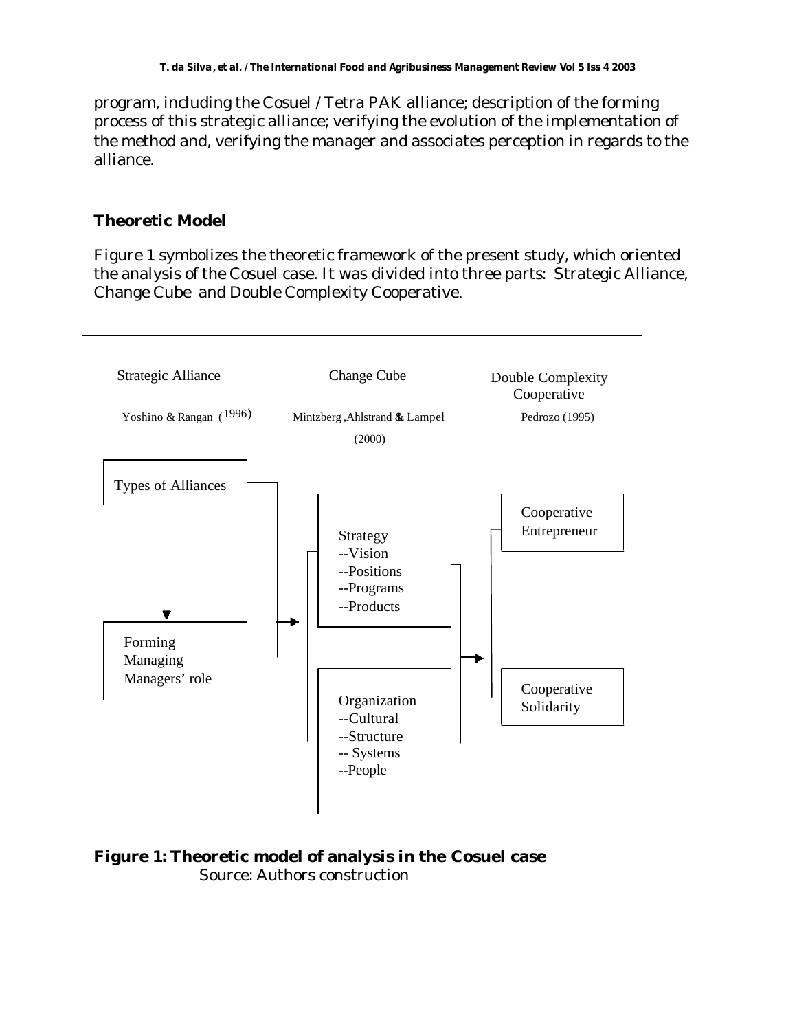program, including the Cosuel / Tetra PAK alliance; description of the forming process of this strategic alliance; verifying the evolution of the implementation of the method and, verifying the manager and associates perception in regards to the alliance.

## Theoretic Model

Figure 1 symbolizes the theoretic framework of the present study, which oriented the analysis of the Cosuel case. It was divided into three parts: Strategic Alliance, Change Cube and Double Complexity Cooperative.

Strategic Alliance

Yoshino & Rangan (1996)

Types of Alliances

Forming
Managing
Managers' role

Change Cube

Mintzberg ,Ahlstrand & Lampel (2000)

Strategy
--Vision
--Positions
--Programs
--Products

Organization
--Cultural
--Structure
-- Systems
--People

Double Complexity Cooperative

Pedrozo (1995)

Cooperative Entrepreneur

Cooperative Solidarity

**Figure 1: Theoretic model of analysis in the Cosuel case**
Source: Authors construction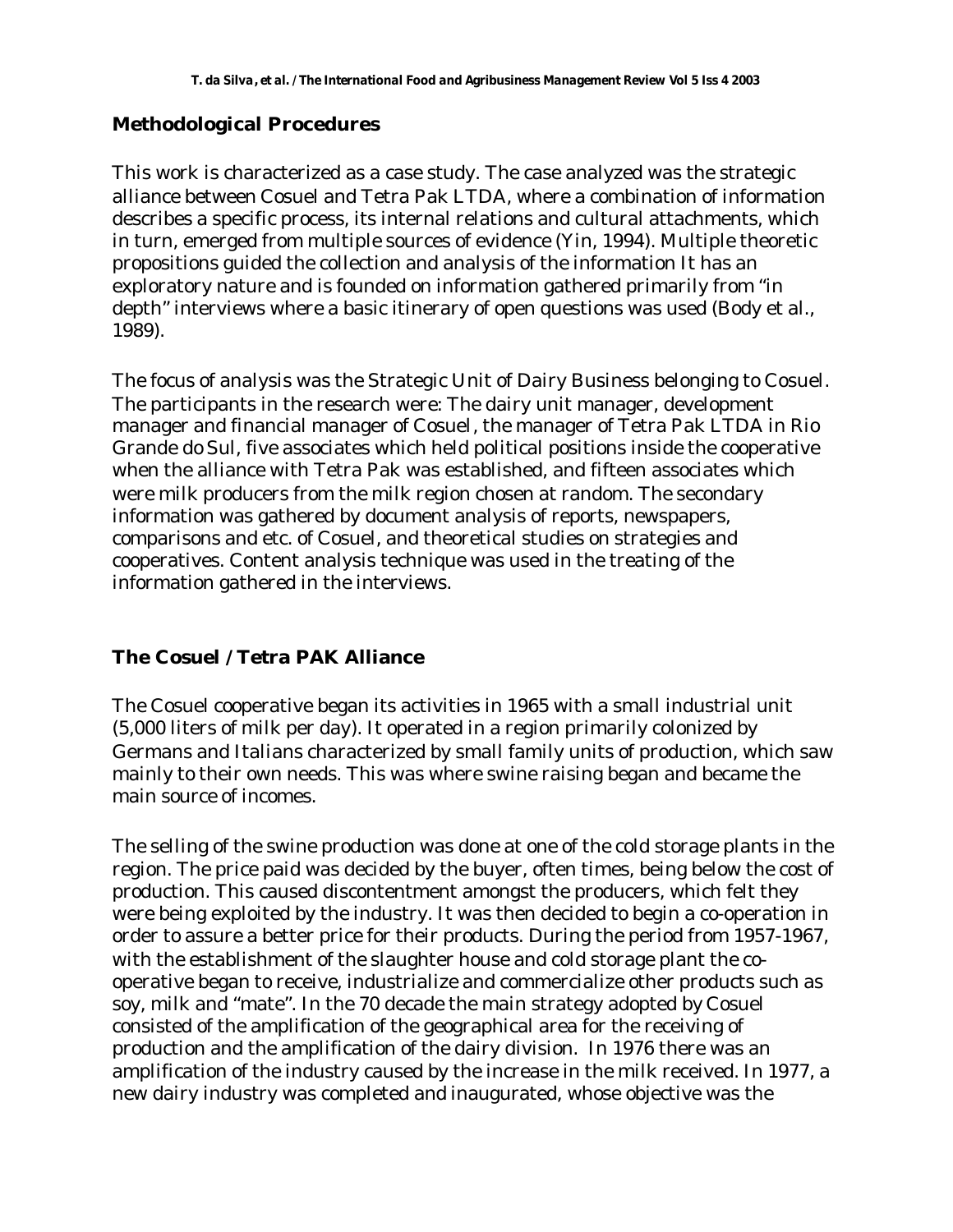## Methodological Procedures

This work is characterized as a case study. The case analyzed was the strategic alliance between Cosuel and Tetra Pak LTDA, where a combination of information describes a specific process, its internal relations and cultural attachments, which in turn, emerged from multiple sources of evidence (Yin, 1994). Multiple theoretic propositions guided the collection and analysis of the information It has an exploratory nature and is founded on information gathered primarily from "in depth" interviews where a basic itinerary of open questions was used (Body et al., 1989).

The focus of analysis was the Strategic Unit of Dairy Business belonging to Cosuel. The participants in the research were: The dairy unit manager, development manager and financial manager of Cosuel, the manager of Tetra Pak LTDA in Rio Grande do Sul, five associates which held political positions inside the cooperative when the alliance with Tetra Pak was established, and fifteen associates which were milk producers from the milk region chosen at random. The secondary information was gathered by document analysis of reports, newspapers, comparisons and etc. of Cosuel, and theoretical studies on strategies and cooperatives. Content analysis technique was used in the treating of the information gathered in the interviews.

## The Cosuel / Tetra PAK Alliance

The Cosuel cooperative began its activities in 1965 with a small industrial unit (5,000 liters of milk per day). It operated in a region primarily colonized by Germans and Italians characterized by small family units of production, which saw mainly to their own needs. This was where swine raising began and became the main source of incomes.

The selling of the swine production was done at one of the cold storage plants in the region. The price paid was decided by the buyer, often times, being below the cost of production. This caused discontentment amongst the producers, which felt they were being exploited by the industry. It was then decided to begin a co-operation in order to assure a better price for their products. During the period from 1957-1967, with the establishment of the slaughter house and cold storage plant the co-operative began to receive, industrialize and commercialize other products such as soy, milk and "mate". In the 70 decade the main strategy adopted by Cosuel consisted of the amplification of the geographical area for the receiving of production and the amplification of the dairy division. In 1976 there was an amplification of the industry caused by the increase in the milk received. In 1977, a new dairy industry was completed and inaugurated, whose objective was the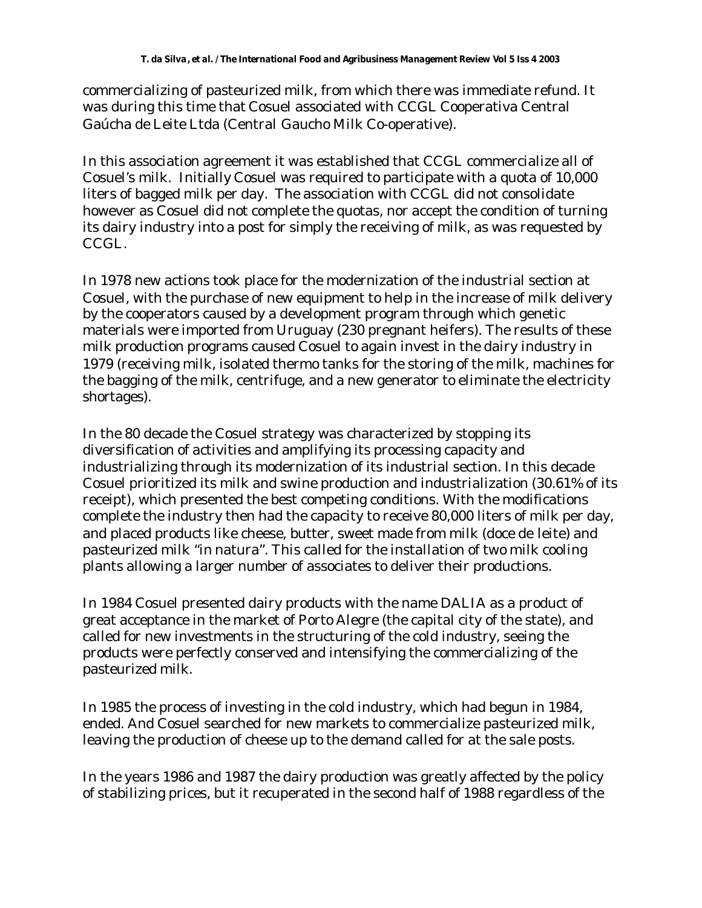commercializing of pasteurized milk, from which there was immediate refund. It was during this time that Cosuel associated with CCGL Cooperativa Central Gaúcha de Leite Ltda (Central Gaucho Milk Co-operative).

In this association agreement it was established that CCGL commercialize all of Cosuel's milk. Initially Cosuel was required to participate with a quota of 10,000 liters of bagged milk per day. The association with CCGL did not consolidate however as Cosuel did not complete the quotas, nor accept the condition of turning its dairy industry into a post for simply the receiving of milk, as was requested by CCGL.

In 1978 new actions took place for the modernization of the industrial section at Cosuel, with the purchase of new equipment to help in the increase of milk delivery by the cooperators caused by a development program through which genetic materials were imported from Uruguay (230 pregnant heifers). The results of these milk production programs caused Cosuel to again invest in the dairy industry in 1979 (receiving milk, isolated thermo tanks for the storing of the milk, machines for the bagging of the milk, centrifuge, and a new generator to eliminate the electricity shortages).

In the 80 decade the Cosuel strategy was characterized by stopping its diversification of activities and amplifying its processing capacity and industrializing through its modernization of its industrial section. In this decade Cosuel prioritized its milk and swine production and industrialization (30.61% of its receipt), which presented the best competing conditions. With the modifications complete the industry then had the capacity to receive 80,000 liters of milk per day, and placed products like cheese, butter, sweet made from milk (doce de leite) and pasteurized milk "in natura". This called for the installation of two milk cooling plants allowing a larger number of associates to deliver their productions.

In 1984 Cosuel presented dairy products with the name DALIA as a product of great acceptance in the market of Porto Alegre (the capital city of the state), and called for new investments in the structuring of the cold industry, seeing the products were perfectly conserved and intensifying the commercializing of the pasteurized milk.

In 1985 the process of investing in the cold industry, which had begun in 1984, ended. And Cosuel searched for new markets to commercialize pasteurized milk, leaving the production of cheese up to the demand called for at the sale posts.

In the years 1986 and 1987 the dairy production was greatly affected by the policy of stabilizing prices, but it recuperated in the second half of 1988 regardless of the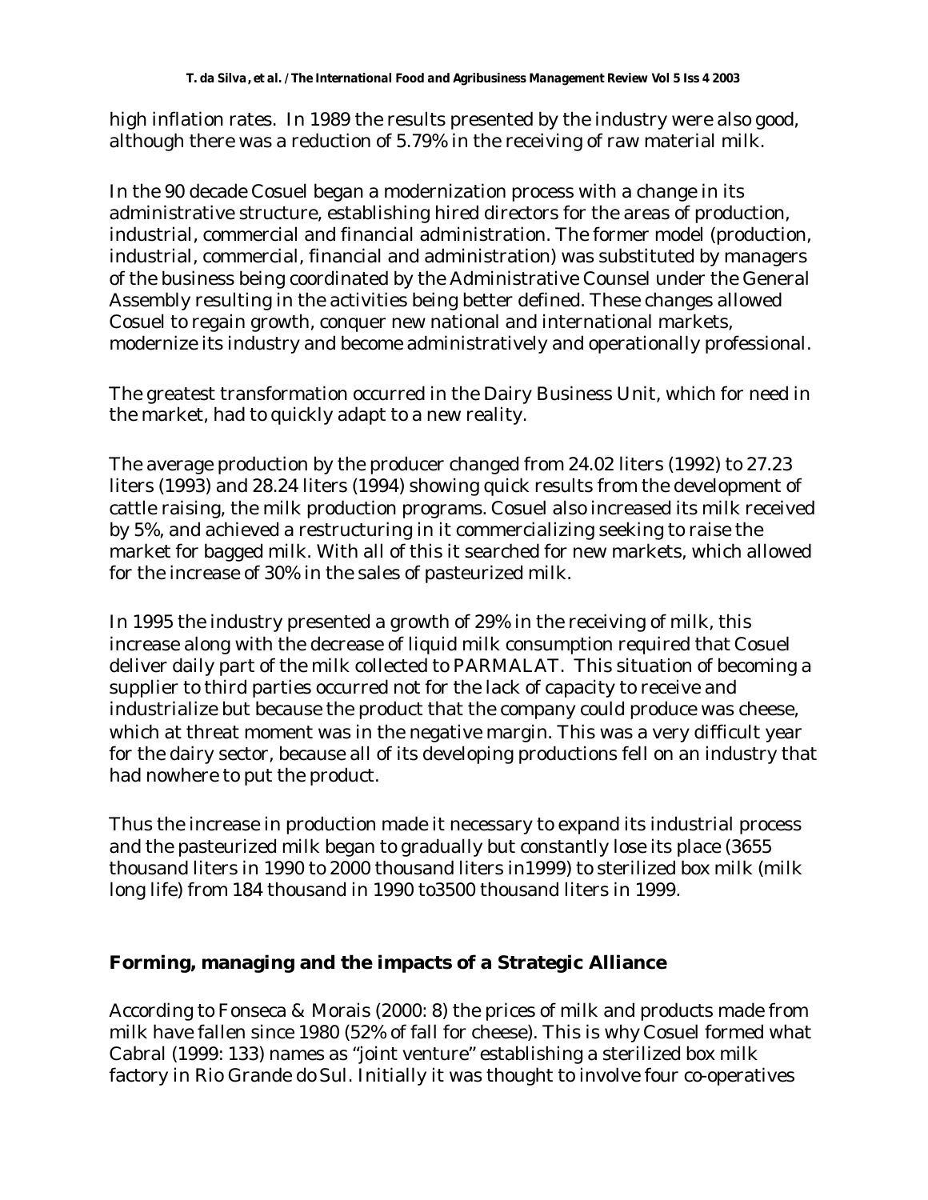high inflation rates. In 1989 the results presented by the industry were also good, although there was a reduction of 5.79% in the receiving of raw material milk.

In the 90 decade Cosuel began a modernization process with a change in its administrative structure, establishing hired directors for the areas of production, industrial, commercial and financial administration. The former model (production, industrial, commercial, financial and administration) was substituted by managers of the business being coordinated by the Administrative Counsel under the General Assembly resulting in the activities being better defined. These changes allowed Cosuel to regain growth, conquer new national and international markets, modernize its industry and become administratively and operationally professional.

The greatest transformation occurred in the Dairy Business Unit, which for need in the market, had to quickly adapt to a new reality.

The average production by the producer changed from 24.02 liters (1992) to 27.23 liters (1993) and 28.24 liters (1994) showing quick results from the development of cattle raising, the milk production programs. Cosuel also increased its milk received by 5%, and achieved a restructuring in it commercializing seeking to raise the market for bagged milk. With all of this it searched for new markets, which allowed for the increase of 30% in the sales of pasteurized milk.

In 1995 the industry presented a growth of 29% in the receiving of milk, this increase along with the decrease of liquid milk consumption required that Cosuel deliver daily part of the milk collected to PARMALAT. This situation of becoming a supplier to third parties occurred not for the lack of capacity to receive and industrialize but because the product that the company could produce was cheese, which at threat moment was in the negative margin. This was a very difficult year for the dairy sector, because all of its developing productions fell on an industry that had nowhere to put the product.

Thus the increase in production made it necessary to expand its industrial process and the pasteurized milk began to gradually but constantly lose its place (3655 thousand liters in 1990 to 2000 thousand liters in1999) to sterilized box milk (milk long life) from 184 thousand in 1990 to3500 thousand liters in 1999.

## Forming, managing and the impacts of a Strategic Alliance

According to Fonseca & Morais (2000: 8) the prices of milk and products made from milk have fallen since 1980 (52% of fall for cheese). This is why Cosuel formed what Cabral (1999: 133) names as "joint venture" establishing a sterilized box milk factory in Rio Grande do Sul. Initially it was thought to involve four co-operatives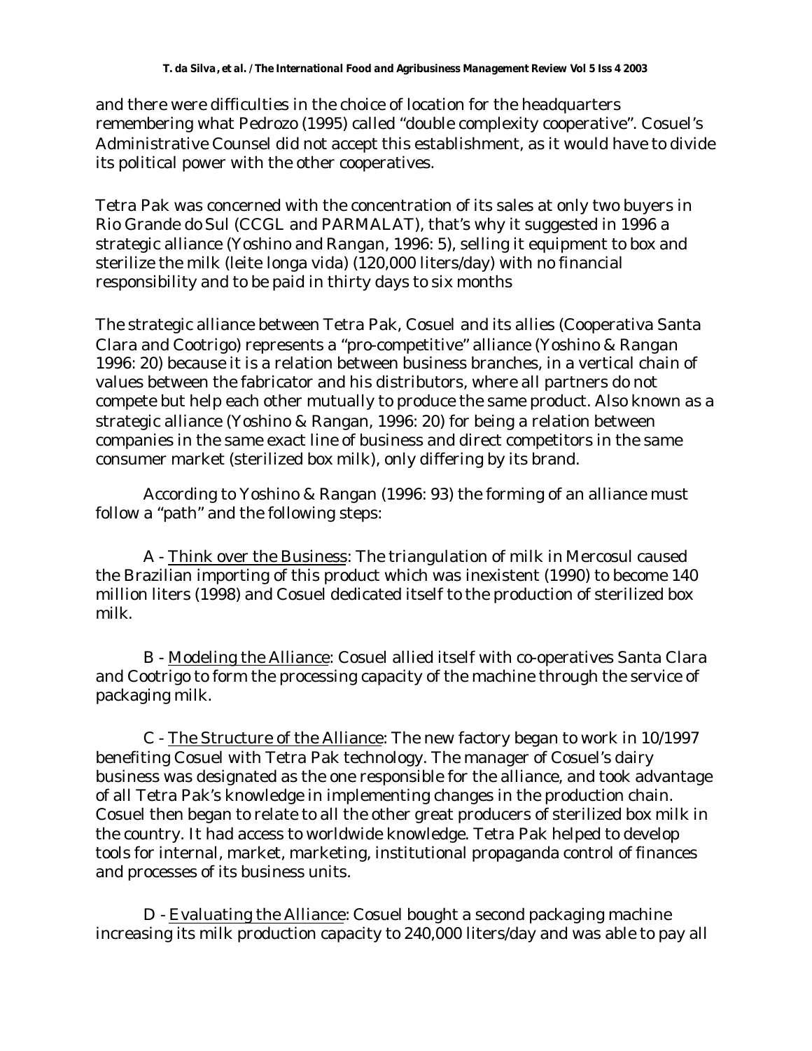and there were difficulties in the choice of location for the headquarters remembering what Pedrozo (1995) called "double complexity cooperative". Cosuel's Administrative Counsel did not accept this establishment, as it would have to divide its political power with the other cooperatives.

Tetra Pak was concerned with the concentration of its sales at only two buyers in Rio Grande do Sul (CCGL and PARMALAT), that's why it suggested in 1996 a strategic alliance (Yoshino and Rangan, 1996: 5), selling it equipment to box and sterilize the milk (leite longa vida) (120,000 liters/day) with no financial responsibility and to be paid in thirty days to six months

The strategic alliance between Tetra Pak, Cosuel and its allies (Cooperativa Santa Clara and Cootrigo) represents a "pro-competitive" alliance (Yoshino & Rangan 1996: 20) because it is a relation between business branches, in a vertical chain of values between the fabricator and his distributors, where all partners do not compete but help each other mutually to produce the same product. Also known as a strategic alliance (Yoshino & Rangan, 1996: 20) for being a relation between companies in the same exact line of business and direct competitors in the same consumer market (sterilized box milk), only differing by its brand.

According to Yoshino & Rangan (1996: 93) the forming of an alliance must follow a "path" and the following steps:

A - Think over the Business: The triangulation of milk in Mercosul caused the Brazilian importing of this product which was inexistent (1990) to become 140 million liters (1998) and Cosuel dedicated itself to the production of sterilized box milk.

B - Modeling the Alliance: Cosuel allied itself with co-operatives Santa Clara and Cootrigo to form the processing capacity of the machine through the service of packaging milk.

C - The Structure of the Alliance: The new factory began to work in 10/1997 benefiting Cosuel with Tetra Pak technology. The manager of Cosuel's dairy business was designated as the one responsible for the alliance, and took advantage of all Tetra Pak's knowledge in implementing changes in the production chain. Cosuel then began to relate to all the other great producers of sterilized box milk in the country. It had access to worldwide knowledge. Tetra Pak helped to develop tools for internal, market, marketing, institutional propaganda control of finances and processes of its business units.

D - Evaluating the Alliance: Cosuel bought a second packaging machine increasing its milk production capacity to 240,000 liters/day and was able to pay all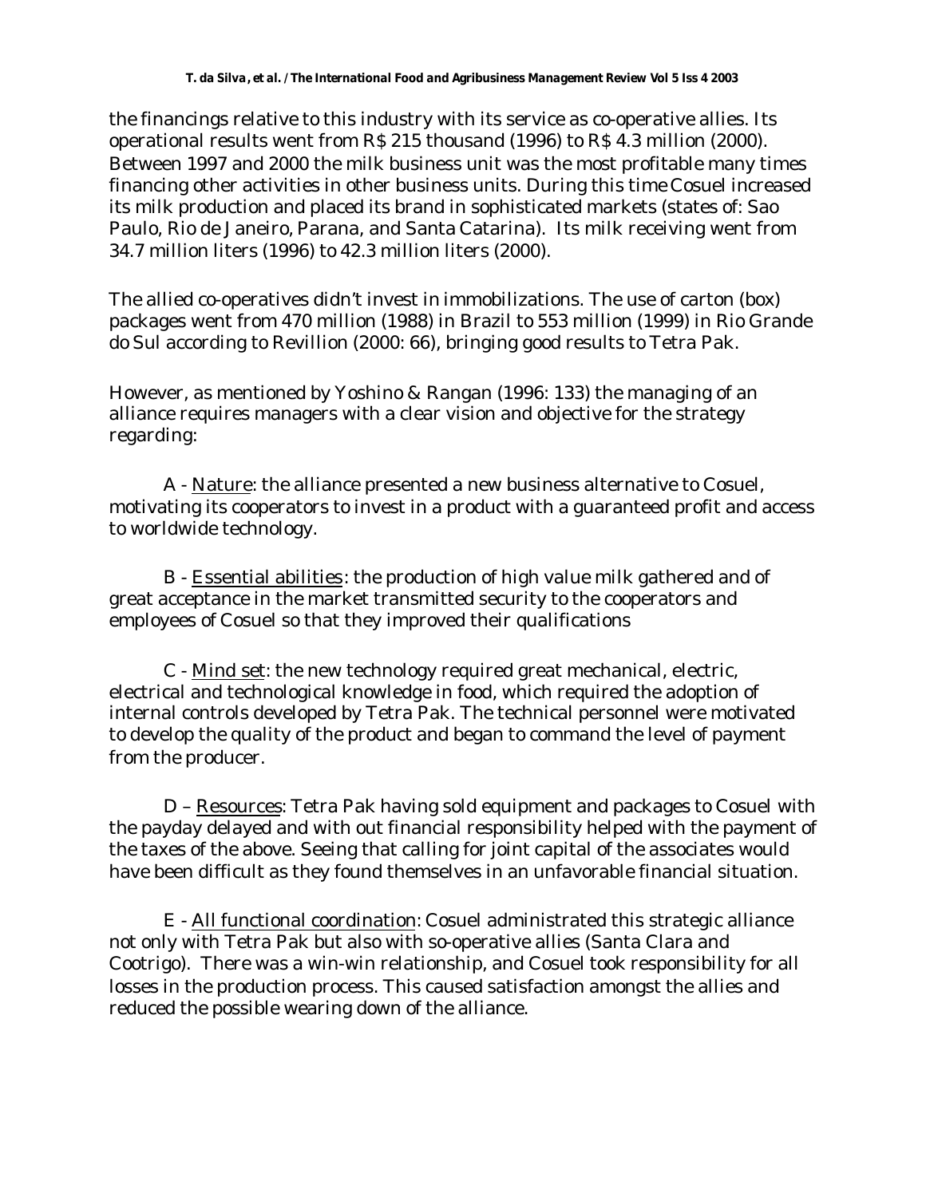the financings relative to this industry with its service as co-operative allies. Its operational results went from R$ 215 thousand (1996) to R$ 4.3 million (2000). Between 1997 and 2000 the milk business unit was the most profitable many times financing other activities in other business units. During this time Cosuel increased its milk production and placed its brand in sophisticated markets (states of: Sao Paulo, Rio de Janeiro, Parana, and Santa Catarina). Its milk receiving went from 34.7 million liters (1996) to 42.3 million liters (2000).

The allied co-operatives didn't invest in immobilizations. The use of carton (box) packages went from 470 million (1988) in Brazil to 553 million (1999) in Rio Grande do Sul according to Revillion (2000: 66), bringing good results to Tetra Pak.

However, as mentioned by Yoshino & Rangan (1996: 133) the managing of an alliance requires managers with a clear vision and objective for the strategy regarding:

A - <u>Nature</u>: the alliance presented a new business alternative to Cosuel, motivating its cooperators to invest in a product with a guaranteed profit and access to worldwide technology.

B - <u>Essential abilities</u>: the production of high value milk gathered and of great acceptance in the market transmitted security to the cooperators and employees of Cosuel so that they improved their qualifications

C - <u>Mind set</u>: the new technology required great mechanical, electric, electrical and technological knowledge in food, which required the adoption of internal controls developed by Tetra Pak. The technical personnel were motivated to develop the quality of the product and began to command the level of payment from the producer.

D – <u>Resources</u>: Tetra Pak having sold equipment and packages to Cosuel with the payday delayed and with out financial responsibility helped with the payment of the taxes of the above. Seeing that calling for joint capital of the associates would have been difficult as they found themselves in an unfavorable financial situation.

E - <u>All functional coordination</u>: Cosuel administrated this strategic alliance not only with Tetra Pak but also with so-operative allies (Santa Clara and Cootrigo). There was a win-win relationship, and Cosuel took responsibility for all losses in the production process. This caused satisfaction amongst the allies and reduced the possible wearing down of the alliance.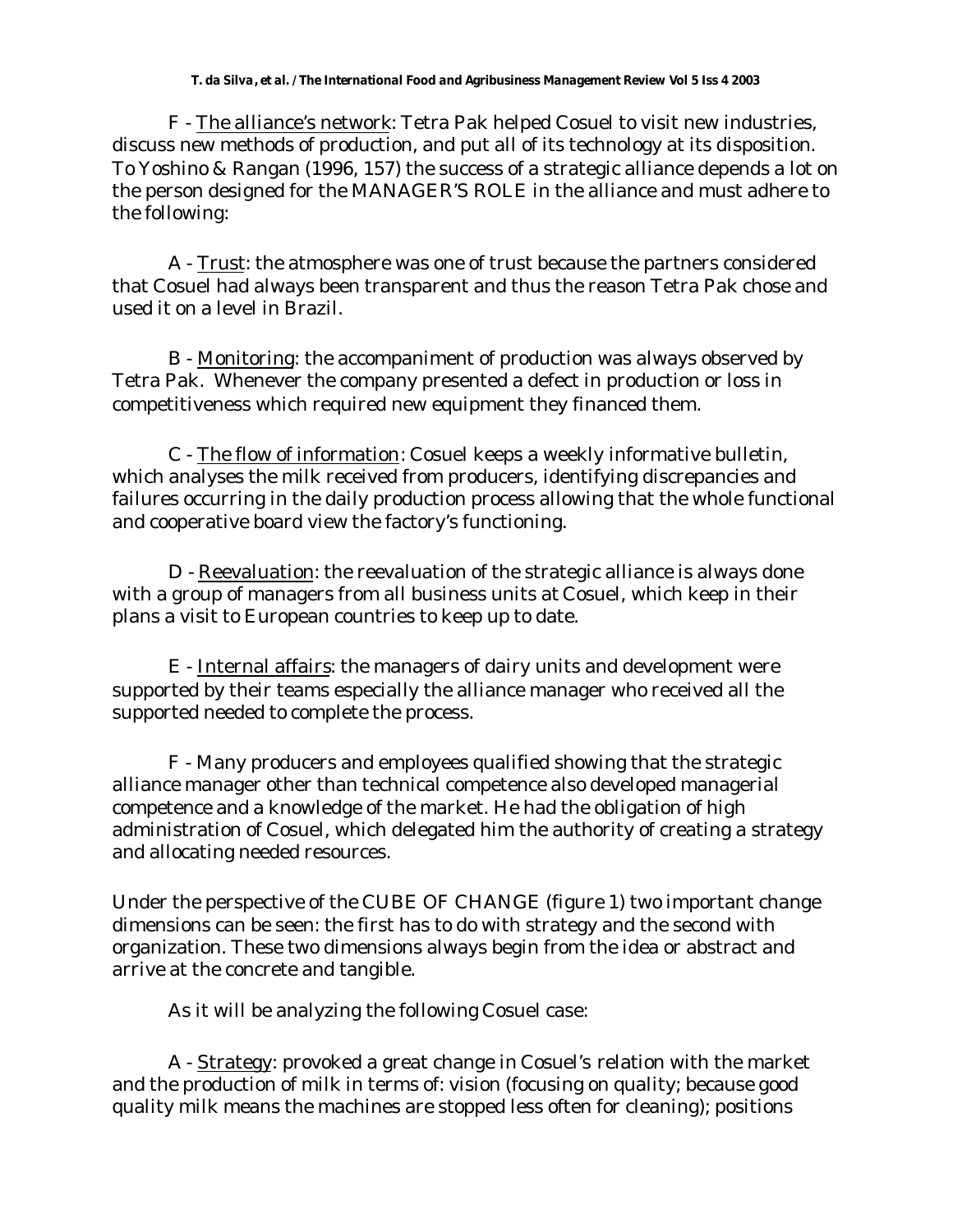F - <u>The alliance's network</u>: Tetra Pak helped Cosuel to visit new industries, discuss new methods of production, and put all of its technology at its disposition. To Yoshino & Rangan (1996, 157) the success of a strategic alliance depends a lot on the person designed for the MANAGER'S ROLE in the alliance and must adhere to the following:

A - <u>Trust</u>: the atmosphere was one of trust because the partners considered that Cosuel had always been transparent and thus the reason Tetra Pak chose and used it on a level in Brazil.

B - <u>Monitoring</u>: the accompaniment of production was always observed by Tetra Pak. Whenever the company presented a defect in production or loss in competitiveness which required new equipment they financed them.

C - <u>The flow of information</u>: Cosuel keeps a weekly informative bulletin, which analyses the milk received from producers, identifying discrepancies and failures occurring in the daily production process allowing that the whole functional and cooperative board view the factory's functioning.

D - <u>Reevaluation</u>: the reevaluation of the strategic alliance is always done with a group of managers from all business units at Cosuel, which keep in their plans a visit to European countries to keep up to date.

E - <u>Internal affairs</u>: the managers of dairy units and development were supported by their teams especially the alliance manager who received all the supported needed to complete the process.

F - Many producers and employees qualified showing that the strategic alliance manager other than technical competence also developed managerial competence and a knowledge of the market. He had the obligation of high administration of Cosuel, which delegated him the authority of creating a strategy and allocating needed resources.

Under the perspective of the CUBE OF CHANGE (figure 1) two important change dimensions can be seen: the first has to do with strategy and the second with organization. These two dimensions always begin from the idea or abstract and arrive at the concrete and tangible.

As it will be analyzing the following Cosuel case:

A - <u>Strategy</u>: provoked a great change in Cosuel's relation with the market and the production of milk in terms of: vision (focusing on quality; because good quality milk means the machines are stopped less often for cleaning); positions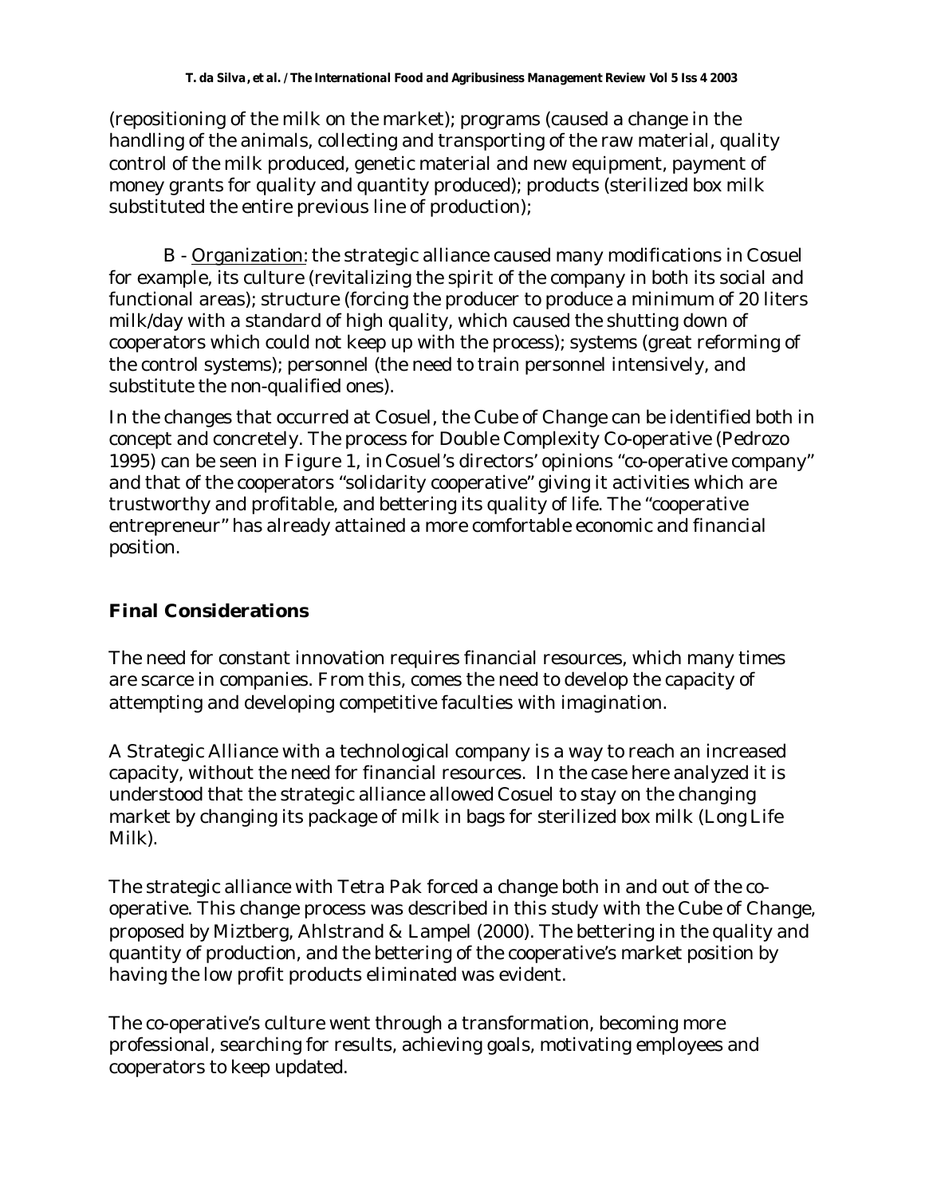(repositioning of the milk on the market); programs (caused a change in the handling of the animals, collecting and transporting of the raw material, quality control of the milk produced, genetic material and new equipment, payment of money grants for quality and quantity produced); products (sterilized box milk substituted the entire previous line of production);

B - Organization: the strategic alliance caused many modifications in Cosuel for example, its culture (revitalizing the spirit of the company in both its social and functional areas); structure (forcing the producer to produce a minimum of 20 liters milk/day with a standard of high quality, which caused the shutting down of cooperators which could not keep up with the process); systems (great reforming of the control systems); personnel (the need to train personnel intensively, and substitute the non-qualified ones).

In the changes that occurred at Cosuel, the Cube of Change can be identified both in concept and concretely. The process for Double Complexity Co-operative (Pedrozo 1995) can be seen in Figure 1, in Cosuel's directors' opinions "co-operative company" and that of the cooperators "solidarity cooperative" giving it activities which are trustworthy and profitable, and bettering its quality of life. The "cooperative entrepreneur" has already attained a more comfortable economic and financial position.

## Final Considerations

The need for constant innovation requires financial resources, which many times are scarce in companies. From this, comes the need to develop the capacity of attempting and developing competitive faculties with imagination.

A Strategic Alliance with a technological company is a way to reach an increased capacity, without the need for financial resources. In the case here analyzed it is understood that the strategic alliance allowed Cosuel to stay on the changing market by changing its package of milk in bags for sterilized box milk (Long Life Milk).

The strategic alliance with Tetra Pak forced a change both in and out of the co-operative. This change process was described in this study with the Cube of Change, proposed by Miztberg, Ahlstrand & Lampel (2000). The bettering in the quality and quantity of production, and the bettering of the cooperative's market position by having the low profit products eliminated was evident.

The co-operative's culture went through a transformation, becoming more professional, searching for results, achieving goals, motivating employees and cooperators to keep updated.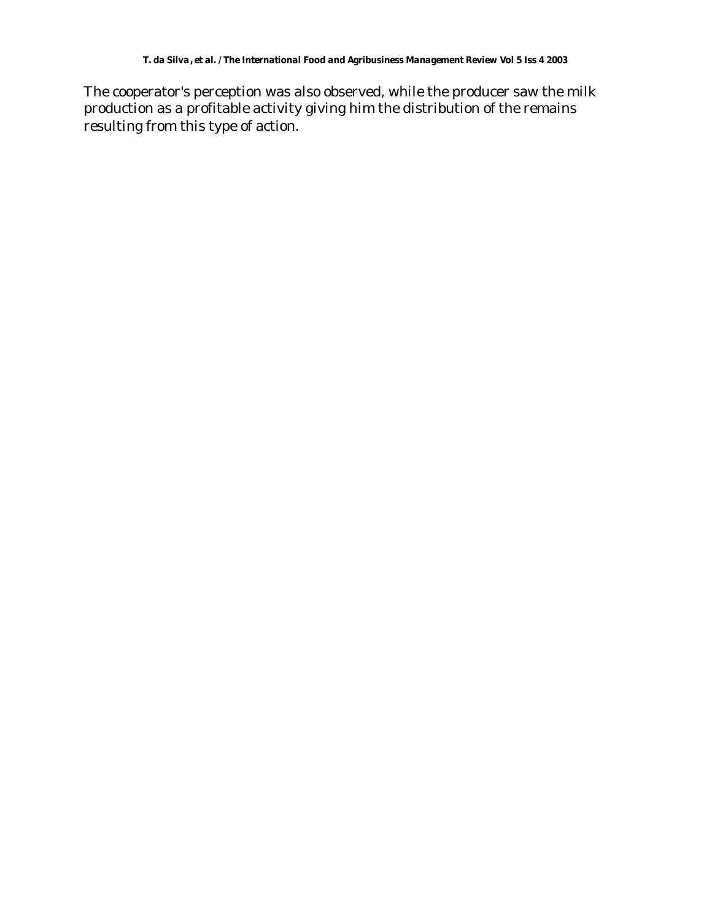The cooperator's perception was also observed, while the producer saw the milk production as a profitable activity giving him the distribution of the remains resulting from this type of action.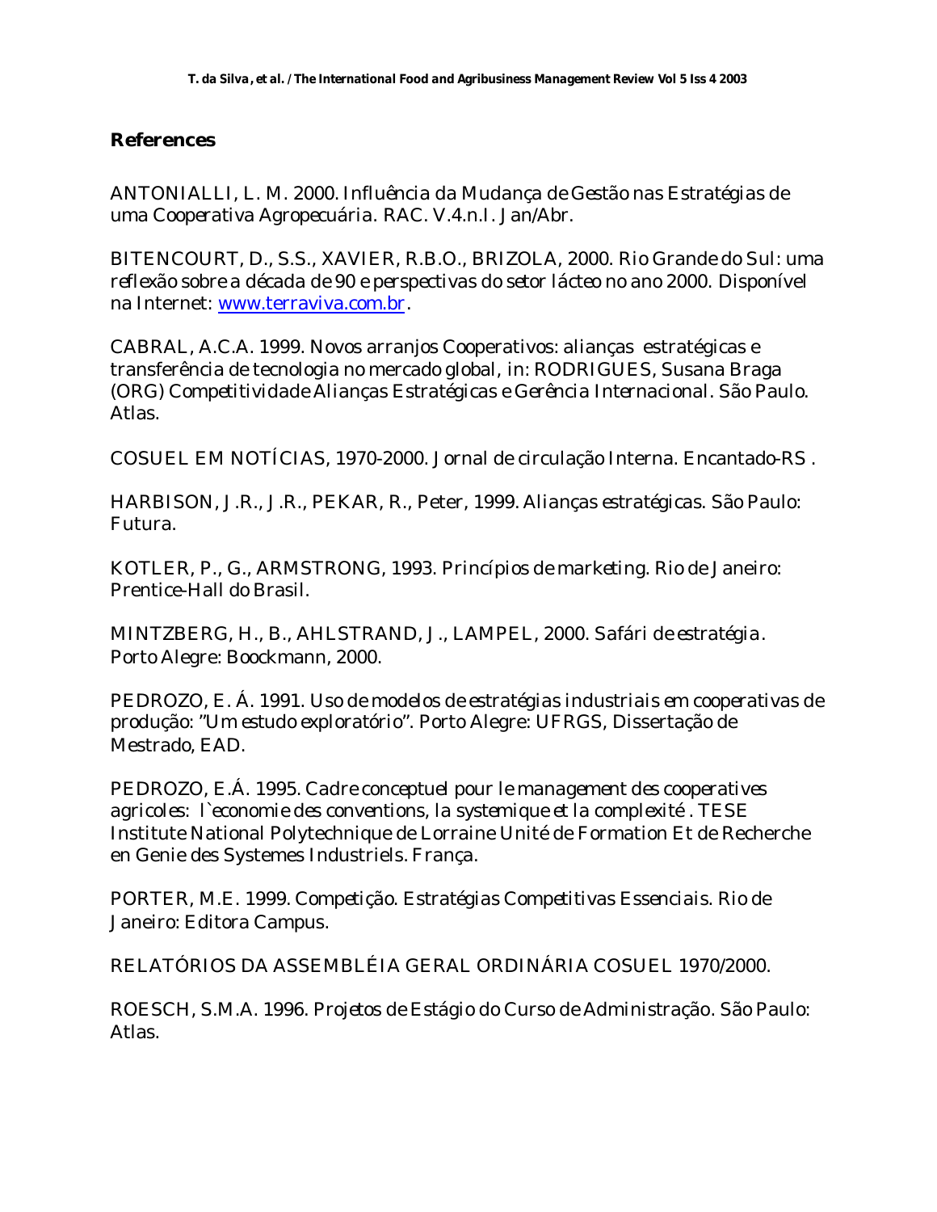## References

ANTONIALLI, L. M. 2000. *Influência da Mudança de Gestão nas Estratégias de uma Cooperativa Agropecuária.* RAC. V.4.n.I. Jan/Abr.

BITENCOURT, D., S.S., XAVIER, R.B.O., BRIZOLA, 2000. Rio Grande do Sul: uma reflexão sobre a década de 90 e perspectivas do setor lácteo no ano 2000. Disponível na Internet: www.terraviva.com.br.

CABRAL, A.C.A. 1999. Novos arranjos Cooperativos: alianças estratégicas e transferência de tecnologia no mercado global, in: RODRIGUES, Susana Braga (ORG) *Competitividade Alianças Estratégicas e Gerência Internacional.* São Paulo. Atlas.

COSUEL EM NOTÍCIAS, 1970-2000. Jornal de circulação Interna. Encantado-RS .

HARBISON, J.R., J.R., PEKAR, R., Peter, 1999. *Alianças estratégicas.* São Paulo: Futura.

KOTLER, P., G., ARMSTRONG, 1993. *Princípios de marketing.* Rio de Janeiro: Prentice-Hall do Brasil.

MINTZBERG, H., B., AHLSTRAND, J., LAMPEL, 2000. *Safári de estratégia.* Porto Alegre: Boockmann, 2000.

PEDROZO, E. Á. 1991. *Uso de modelos de estratégias industriais em cooperativas de produção: "Um estudo exploratório".* Porto Alegre: UFRGS, Dissertação de Mestrado, EAD.

PEDROZO, E.Á. 1995. *Cadre conceptuel pour le management des cooperatives agricoles: l`economie des conventions, la systemique et la complexité .* TESE Institute National Polytechnique de Lorraine Unité de Formation Et de Recherche en Genie des Systemes Industriels. França.

PORTER, M.E. 1999. *Competição. Estratégias Competitivas Essenciais.* Rio de Janeiro: Editora Campus.

RELATÓRIOS DA ASSEMBLÉIA GERAL ORDINÁRIA COSUEL 1970/2000.

ROESCH, S.M.A. 1996. *Projetos de Estágio do Curso de Administração.* São Paulo: Atlas.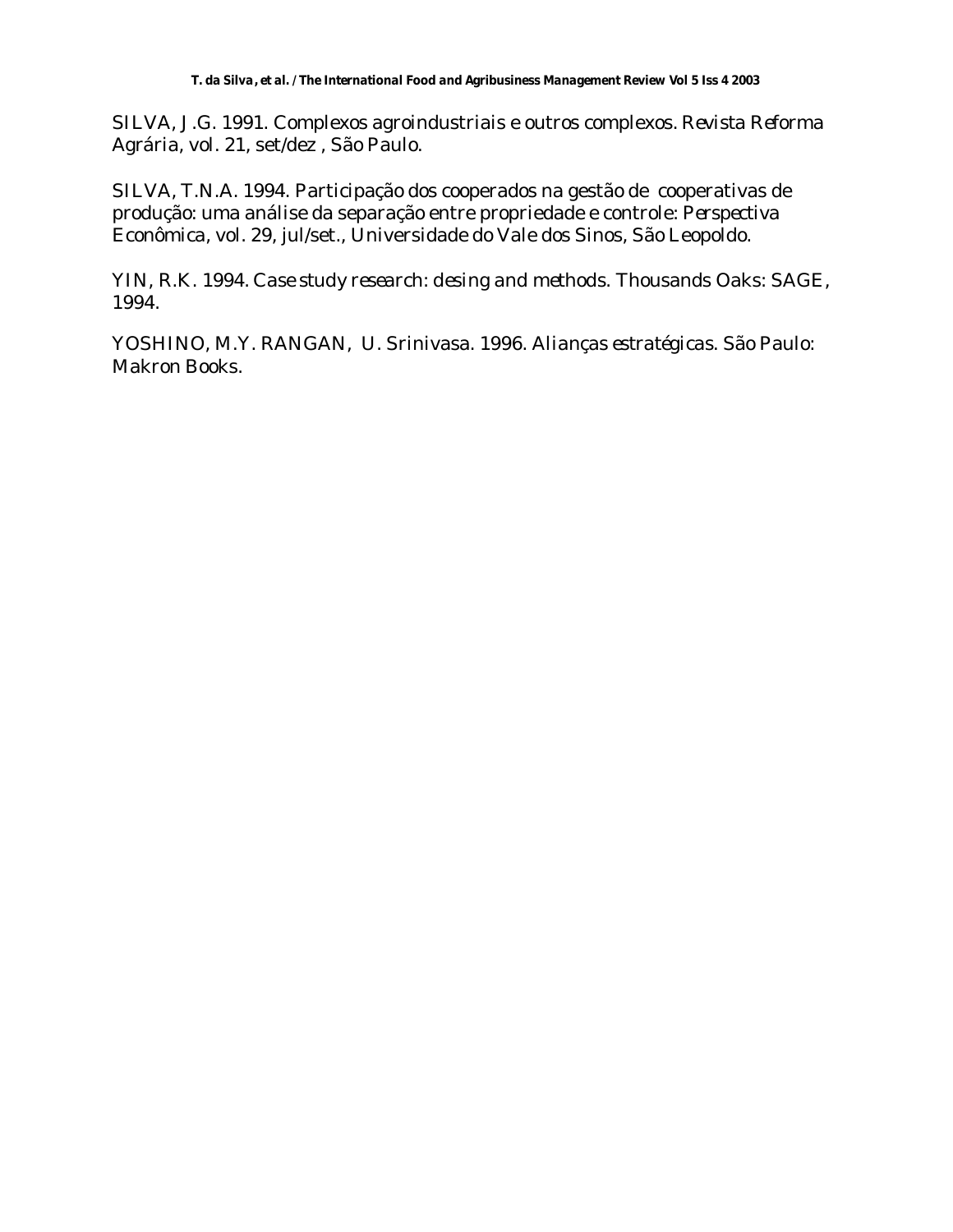SILVA, J.G. 1991. Complexos agroindustriais e outros complexos. Revista Reforma Agrária, vol. 21, set/dez , São Paulo.

SILVA, T.N.A. 1994. Participação dos cooperados na gestão de cooperativas de produção: uma análise da separação entre propriedade e controle: Perspectiva Econômica, vol. 29, jul/set., Universidade do Vale dos Sinos, São Leopoldo.

YIN, R.K. 1994. Case study research: desing and methods. Thousands Oaks: SAGE, 1994.

YOSHINO, M.Y. RANGAN, U. Srinivasa. 1996. Alianças estratégicas. São Paulo: Makron Books.